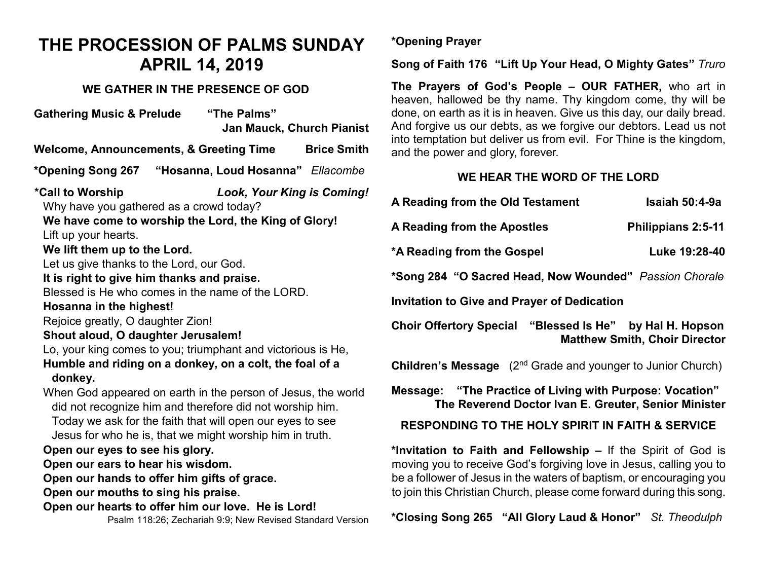# THE PROCESSION OF PALMS SUNDAY
# APRIL 14, 2019

### WE GATHER IN THE PRESENCE OF GOD

**Gathering Music & Prelude** **"The Palms"**
**Jan Mauck, Church Pianist**

**Welcome, Announcements, & Greeting Time** **Brice Smith**

**\*Opening Song 267** **"Hosanna, Loud Hosanna"** *Ellacombe*

**\*Call to Worship** ***Look, Your King is Coming!***

Why have you gathered as a crowd today?
**We have come to worship the Lord, the King of Glory!**
Lift up your hearts.
**We lift them up to the Lord.**
Let us give thanks to the Lord, our God.
**It is right to give him thanks and praise.**
Blessed is He who comes in the name of the LORD.
**Hosanna in the highest!**
Rejoice greatly, O daughter Zion!
**Shout aloud, O daughter Jerusalem!**
Lo, your king comes to you; triumphant and victorious is He,
**Humble and riding on a donkey, on a colt, the foal of a donkey.**
When God appeared on earth in the person of Jesus, the world did not recognize him and therefore did not worship him. Today we ask for the faith that will open our eyes to see Jesus for who he is, that we might worship him in truth.
**Open our eyes to see his glory.**
**Open our ears to hear his wisdom.**
**Open our hands to offer him gifts of grace.**
**Open our mouths to sing his praise.**
**Open our hearts to offer him our love. He is Lord!**

Psalm 118:26; Zechariah 9:9; New Revised Standard Version

**\*Opening Prayer**

**Song of Faith 176** **"Lift Up Your Head, O Mighty Gates"** *Truro*

**The Prayers of God's People – OUR FATHER,** who art in heaven, hallowed be thy name. Thy kingdom come, thy will be done, on earth as it is in heaven. Give us this day, our daily bread. And forgive us our debts, as we forgive our debtors. Lead us not into temptation but deliver us from evil. For Thine is the kingdom, and the power and glory, forever.

### WE HEAR THE WORD OF THE LORD

**A Reading from the Old Testament** **Isaiah 50:4-9a**

**A Reading from the Apostles** **Philippians 2:5-11**

**\*A Reading from the Gospel** **Luke 19:28-40**

**\*Song 284** **"O Sacred Head, Now Wounded"** *Passion Chorale*

**Invitation to Give and Prayer of Dedication**

**Choir Offertory Special** **"Blessed Is He"** **by Hal H. Hopson**
**Matthew Smith, Choir Director**

**Children's Message** (2nd Grade and younger to Junior Church)

**Message:** **"The Practice of Living with Purpose: Vocation"**
**The Reverend Doctor Ivan E. Greuter, Senior Minister**

### RESPONDING TO THE HOLY SPIRIT IN FAITH & SERVICE

**\*Invitation to Faith and Fellowship –** If the Spirit of God is moving you to receive God's forgiving love in Jesus, calling you to be a follower of Jesus in the waters of baptism, or encouraging you to join this Christian Church, please come forward during this song.

**\*Closing Song 265** **"All Glory Laud & Honor"** *St. Theodulph*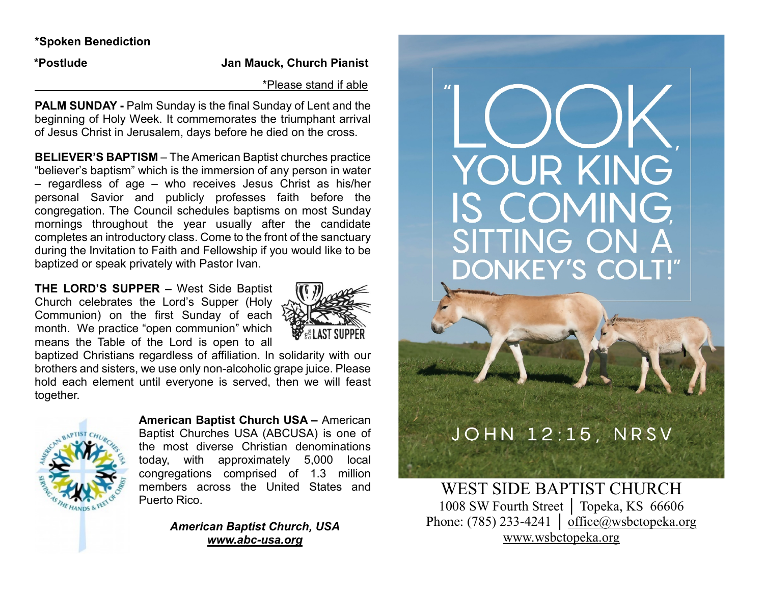**\*Spoken Benediction**

**\*Postlude** **Jan Mauck, Church Pianist**

\*Please stand if able

---

**PALM SUNDAY -** Palm Sunday is the final Sunday of Lent and the beginning of Holy Week. It commemorates the triumphant arrival of Jesus Christ in Jerusalem, days before he died on the cross.

**BELIEVER'S BAPTISM** – The American Baptist churches practice "believer's baptism" which is the immersion of any person in water – regardless of age – who receives Jesus Christ as his/her personal Savior and publicly professes faith before the congregation. The Council schedules baptisms on most Sunday mornings throughout the year usually after the candidate completes an introductory class. Come to the front of the sanctuary during the Invitation to Faith and Fellowship if you would like to be baptized or speak privately with Pastor Ivan.

**THE LORD'S SUPPER –** West Side Baptist Church celebrates the Lord's Supper (Holy Communion) on the first Sunday of each month. We practice "open communion" which means the Table of the Lord is open to all baptized Christians regardless of affiliation. In solidarity with our brothers and sisters, we use only non-alcoholic grape juice. Please hold each element until everyone is served, then we will feast together.

**American Baptist Church USA –** American Baptist Churches USA (ABCUSA) is one of the most diverse Christian denominations today, with approximately 5,000 local congregations comprised of 1.3 million members across the United States and Puerto Rico.

***American Baptist Church, USA***
***www.abc-usa.org***

"LOOK, YOUR KING IS COMING, SITTING ON A DONKEY'S COLT!"

JOHN 12:15, NRSV

WEST SIDE BAPTIST CHURCH
1008 SW Fourth Street | Topeka, KS 66606
Phone: (785) 233-4241 | office@wsbctopeka.org
www.wsbctopeka.org